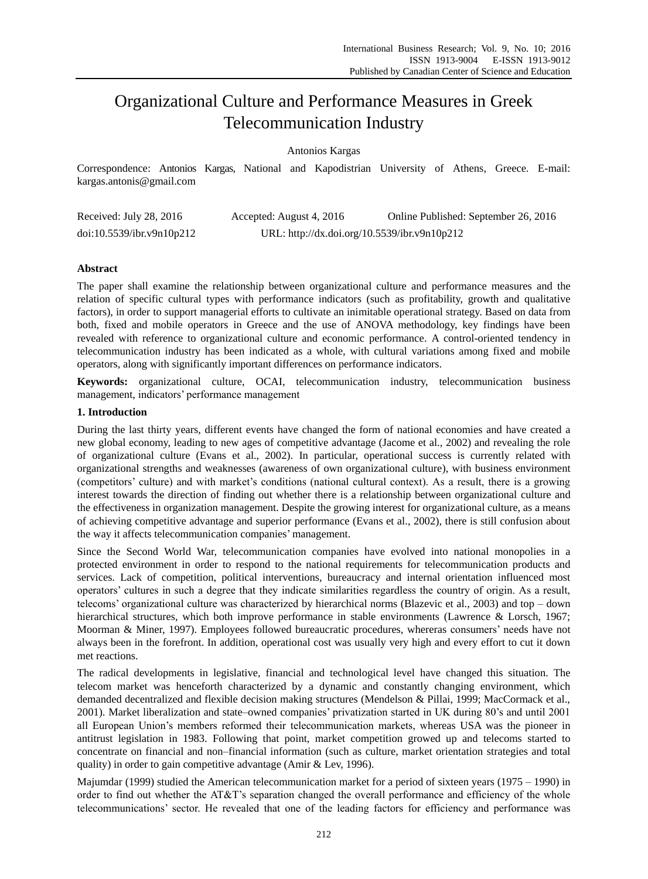# Organizational Culture and Performance Measures in Greek Telecommunication Industry

Antonios Kargas

Correspondence: Antonios Kargas, National and Kapodistrian University of Athens, Greece. E-mail: kargas.antonis@gmail.com

Received: July 28, 2016 Accepted: August 4, 2016 Online Published: September 26, 2016

doi:10.5539/ibr.v9n10p212 URL: http://dx.doi.org/10.5539/ibr.v9n10p212

**Abstract**

The paper shall examine the relationship between organizational culture and performance measures and the relation of specific cultural types with performance indicators (such as profitability, growth and qualitative factors), in order to support managerial efforts to cultivate an inimitable operational strategy. Based on data from both, fixed and mobile operators in Greece and the use of ANOVA methodology, key findings have been revealed with reference to organizational culture and economic performance. A control-oriented tendency in telecommunication industry has been indicated as a whole, with cultural variations among fixed and mobile operators, along with significantly important differences on performance indicators.

**Keywords:** organizational culture, OCAI, telecommunication industry, telecommunication business management, indicators' performance management

## 1. Introduction

During the last thirty years, different events have changed the form of national economies and have created a new global economy, leading to new ages of competitive advantage (Jacome et al., 2002) and revealing the role of organizational culture (Evans et al., 2002). In particular, operational success is currently related with organizational strengths and weaknesses (awareness of own organizational culture), with business environment (competitors' culture) and with market's conditions (national cultural context). As a result, there is a growing interest towards the direction of finding out whether there is a relationship between organizational culture and the effectiveness in organization management. Despite the growing interest for organizational culture, as a means of achieving competitive advantage and superior performance (Evans et al., 2002), there is still confusion about the way it affects telecommunication companies' management.

Since the Second World War, telecommunication companies have evolved into national monopolies in a protected environment in order to respond to the national requirements for telecommunication products and services. Lack of competition, political interventions, bureaucracy and internal orientation influenced most operators' cultures in such a degree that they indicate similarities regardless the country of origin. As a result, telecoms' organizational culture was characterized by hierarchical norms (Blazevic et al., 2003) and top – down hierarchical structures, which both improve performance in stable environments (Lawrence & Lorsch, 1967; Moorman & Miner, 1997). Employees followed bureaucratic procedures, whereras consumers' needs have not always been in the forefront. In addition, operational cost was usually very high and every effort to cut it down met reactions.

The radical developments in legislative, financial and technological level have changed this situation. The telecom market was henceforth characterized by a dynamic and constantly changing environment, which demanded decentralized and flexible decision making structures (Mendelson & Pillai, 1999; MacCormack et al., 2001). Market liberalization and state–owned companies' privatization started in UK during 80's and until 2001 all European Union's members reformed their telecommunication markets, whereas USA was the pioneer in antitrust legislation in 1983. Following that point, market competition growed up and telecoms started to concentrate on financial and non–financial information (such as culture, market orientation strategies and total quality) in order to gain competitive advantage (Amir & Lev, 1996).

Majumdar (1999) studied the American telecommunication market for a period of sixteen years (1975 – 1990) in order to find out whether the AT&T's separation changed the overall performance and efficiency of the whole telecommunications' sector. He revealed that one of the leading factors for efficiency and performance was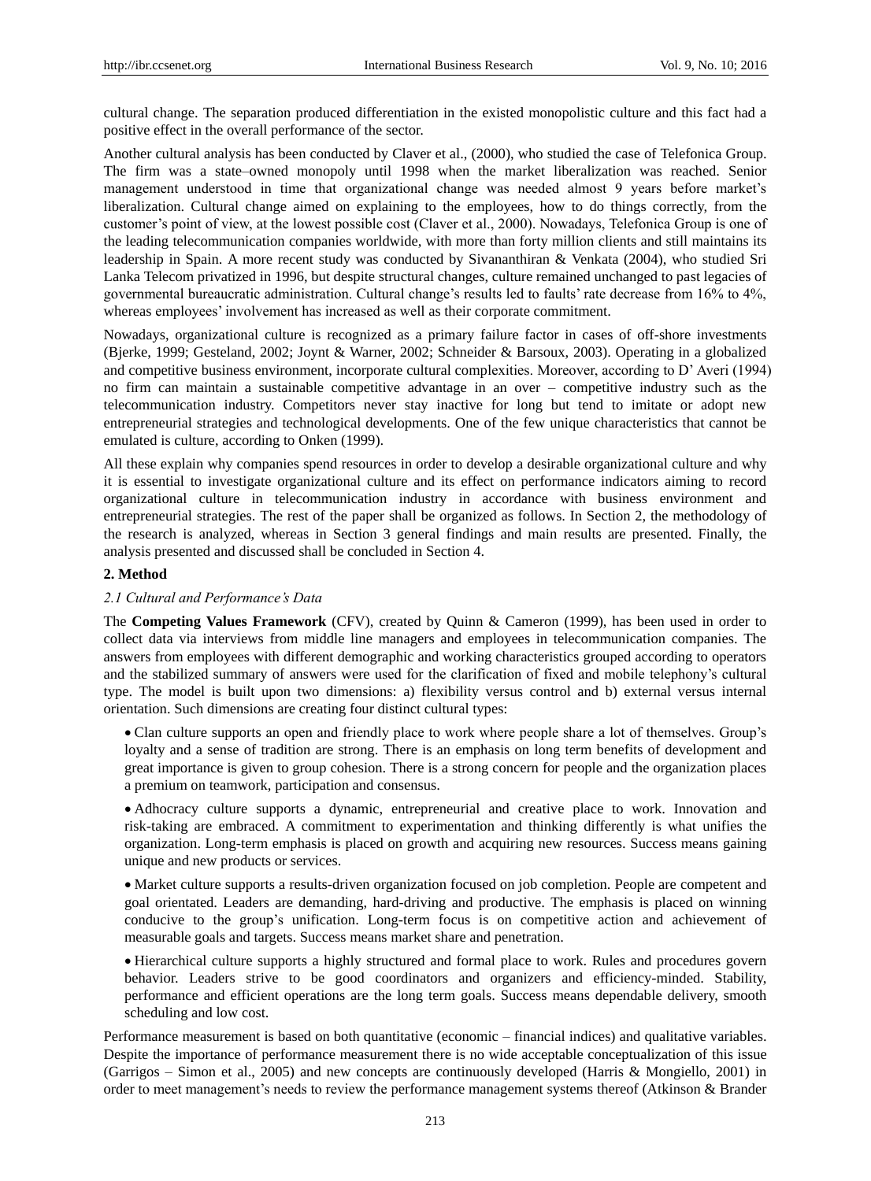cultural change. The separation produced differentiation in the existed monopolistic culture and this fact had a positive effect in the overall performance of the sector.

Another cultural analysis has been conducted by Claver et al., (2000), who studied the case of Telefonica Group. The firm was a state–owned monopoly until 1998 when the market liberalization was reached. Senior management understood in time that organizational change was needed almost 9 years before market's liberalization. Cultural change aimed on explaining to the employees, how to do things correctly, from the customer's point of view, at the lowest possible cost (Claver et al., 2000). Nowadays, Telefonica Group is one of the leading telecommunication companies worldwide, with more than forty million clients and still maintains its leadership in Spain. A more recent study was conducted by Sivananthiran & Venkata (2004), who studied Sri Lanka Telecom privatized in 1996, but despite structural changes, culture remained unchanged to past legacies of governmental bureaucratic administration. Cultural change's results led to faults' rate decrease from 16% to 4%, whereas employees' involvement has increased as well as their corporate commitment.

Nowadays, organizational culture is recognized as a primary failure factor in cases of off-shore investments (Bjerke, 1999; Gesteland, 2002; Joynt & Warner, 2002; Schneider & Barsoux, 2003). Operating in a globalized and competitive business environment, incorporate cultural complexities. Moreover, according to D' Averi (1994) no firm can maintain a sustainable competitive advantage in an over – competitive industry such as the telecommunication industry. Competitors never stay inactive for long but tend to imitate or adopt new entrepreneurial strategies and technological developments. One of the few unique characteristics that cannot be emulated is culture, according to Onken (1999).

All these explain why companies spend resources in order to develop a desirable organizational culture and why it is essential to investigate organizational culture and its effect on performance indicators aiming to record organizational culture in telecommunication industry in accordance with business environment and entrepreneurial strategies. The rest of the paper shall be organized as follows. In Section 2, the methodology of the research is analyzed, whereas in Section 3 general findings and main results are presented. Finally, the analysis presented and discussed shall be concluded in Section 4.

## 2. Method

### *2.1 Cultural and Performance's Data*

The **Competing Values Framework** (CFV), created by Quinn & Cameron (1999), has been used in order to collect data via interviews from middle line managers and employees in telecommunication companies. The answers from employees with different demographic and working characteristics grouped according to operators and the stabilized summary of answers were used for the clarification of fixed and mobile telephony's cultural type. The model is built upon two dimensions: a) flexibility versus control and b) external versus internal orientation. Such dimensions are creating four distinct cultural types:

- Clan culture supports an open and friendly place to work where people share a lot of themselves. Group's loyalty and a sense of tradition are strong. There is an emphasis on long term benefits of development and great importance is given to group cohesion. There is a strong concern for people and the organization places a premium on teamwork, participation and consensus.
- Adhocracy culture supports a dynamic, entrepreneurial and creative place to work. Innovation and risk-taking are embraced. A commitment to experimentation and thinking differently is what unifies the organization. Long-term emphasis is placed on growth and acquiring new resources. Success means gaining unique and new products or services.
- Market culture supports a results-driven organization focused on job completion. People are competent and goal orientated. Leaders are demanding, hard-driving and productive. The emphasis is placed on winning conducive to the group's unification. Long-term focus is on competitive action and achievement of measurable goals and targets. Success means market share and penetration.
- Hierarchical culture supports a highly structured and formal place to work. Rules and procedures govern behavior. Leaders strive to be good coordinators and organizers and efficiency-minded. Stability, performance and efficient operations are the long term goals. Success means dependable delivery, smooth scheduling and low cost.

Performance measurement is based on both quantitative (economic – financial indices) and qualitative variables. Despite the importance of performance measurement there is no wide acceptable conceptualization of this issue (Garrigos – Simon et al., 2005) and new concepts are continuously developed (Harris & Mongiello, 2001) in order to meet management's needs to review the performance management systems thereof (Atkinson & Brander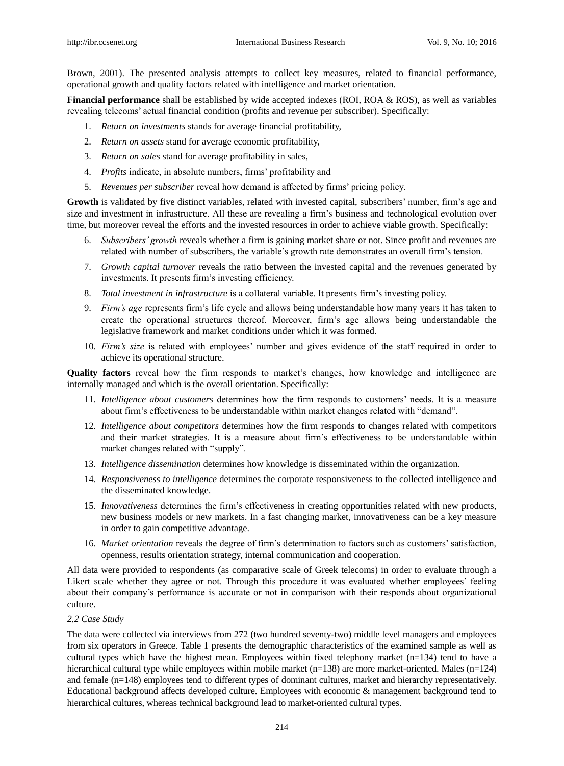Brown, 2001). The presented analysis attempts to collect key measures, related to financial performance, operational growth and quality factors related with intelligence and market orientation.

**Financial performance** shall be established by wide accepted indexes (ROI, ROA & ROS), as well as variables revealing telecoms' actual financial condition (profits and revenue per subscriber). Specifically:

1. *Return on investments* stands for average financial profitability,
2. *Return on assets* stand for average economic profitability,
3. *Return on sales* stand for average profitability in sales,
4. *Profits* indicate, in absolute numbers, firms' profitability and
5. *Revenues per subscriber* reveal how demand is affected by firms' pricing policy.

**Growth** is validated by five distinct variables, related with invested capital, subscribers' number, firm's age and size and investment in infrastructure. All these are revealing a firm's business and technological evolution over time, but moreover reveal the efforts and the invested resources in order to achieve viable growth. Specifically:

6. *Subscribers' growth* reveals whether a firm is gaining market share or not. Since profit and revenues are related with number of subscribers, the variable's growth rate demonstrates an overall firm's tension.
7. *Growth capital turnover* reveals the ratio between the invested capital and the revenues generated by investments. It presents firm's investing efficiency.
8. *Total investment in infrastructure* is a collateral variable. It presents firm's investing policy.
9. *Firm's age* represents firm's life cycle and allows being understandable how many years it has taken to create the operational structures thereof. Moreover, firm's age allows being understandable the legislative framework and market conditions under which it was formed.
10. *Firm's size* is related with employees' number and gives evidence of the staff required in order to achieve its operational structure.

**Quality factors** reveal how the firm responds to market's changes, how knowledge and intelligence are internally managed and which is the overall orientation. Specifically:

11. *Intelligence about customers* determines how the firm responds to customers' needs. It is a measure about firm's effectiveness to be understandable within market changes related with "demand".
12. *Intelligence about competitors* determines how the firm responds to changes related with competitors and their market strategies. It is a measure about firm's effectiveness to be understandable within market changes related with "supply".
13. *Intelligence dissemination* determines how knowledge is disseminated within the organization.
14. *Responsiveness to intelligence* determines the corporate responsiveness to the collected intelligence and the disseminated knowledge.
15. *Innovativeness* determines the firm's effectiveness in creating opportunities related with new products, new business models or new markets. In a fast changing market, innovativeness can be a key measure in order to gain competitive advantage.
16. *Market orientation* reveals the degree of firm's determination to factors such as customers' satisfaction, openness, results orientation strategy, internal communication and cooperation.

All data were provided to respondents (as comparative scale of Greek telecoms) in order to evaluate through a Likert scale whether they agree or not. Through this procedure it was evaluated whether employees' feeling about their company's performance is accurate or not in comparison with their responds about organizational culture.

### *2.2 Case Study*

The data were collected via interviews from 272 (two hundred seventy-two) middle level managers and employees from six operators in Greece. Table 1 presents the demographic characteristics of the examined sample as well as cultural types which have the highest mean. Employees within fixed telephony market (n=134) tend to have a hierarchical cultural type while employees within mobile market (n=138) are more market-oriented. Males (n=124) and female (n=148) employees tend to different types of dominant cultures, market and hierarchy representatively. Educational background affects developed culture. Employees with economic & management background tend to hierarchical cultures, whereas technical background lead to market-oriented cultural types.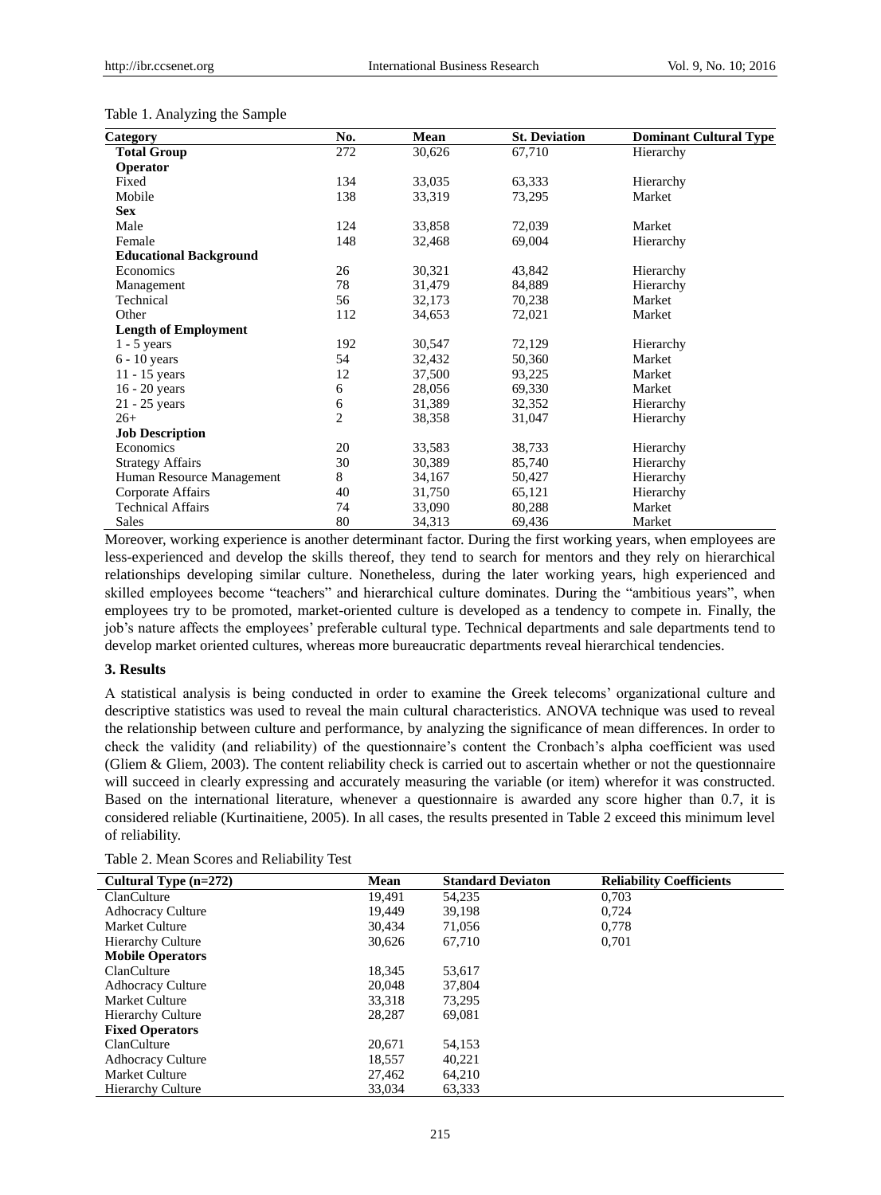Table 1. Analyzing the Sample

| Category | No. | Mean | St. Deviation | Dominant Cultural Type |
|---|---|---|---|---|
| **Total Group** | 272 | 30,626 | 67,710 | Hierarchy |
| **Operator** | | | | |
| Fixed | 134 | 33,035 | 63,333 | Hierarchy |
| Mobile | 138 | 33,319 | 73,295 | Market |
| **Sex** | | | | |
| Male | 124 | 33,858 | 72,039 | Market |
| Female | 148 | 32,468 | 69,004 | Hierarchy |
| **Educational Background** | | | | |
| Economics | 26 | 30,321 | 43,842 | Hierarchy |
| Management | 78 | 31,479 | 84,889 | Hierarchy |
| Technical | 56 | 32,173 | 70,238 | Market |
| Other | 112 | 34,653 | 72,021 | Market |
| **Length of Employment** | | | | |
| 1 - 5 years | 192 | 30,547 | 72,129 | Hierarchy |
| 6 - 10 years | 54 | 32,432 | 50,360 | Market |
| 11 - 15 years | 12 | 37,500 | 93,225 | Market |
| 16 - 20 years | 6 | 28,056 | 69,330 | Market |
| 21 - 25 years | 6 | 31,389 | 32,352 | Hierarchy |
| 26+ | 2 | 38,358 | 31,047 | Hierarchy |
| **Job Description** | | | | |
| Economics | 20 | 33,583 | 38,733 | Hierarchy |
| Strategy Affairs | 30 | 30,389 | 85,740 | Hierarchy |
| Human Resource Management | 8 | 34,167 | 50,427 | Hierarchy |
| Corporate Affairs | 40 | 31,750 | 65,121 | Hierarchy |
| Technical Affairs | 74 | 33,090 | 80,288 | Market |
| Sales | 80 | 34,313 | 69,436 | Market |

Moreover, working experience is another determinant factor. During the first working years, when employees are less-experienced and develop the skills thereof, they tend to search for mentors and they rely on hierarchical relationships developing similar culture. Nonetheless, during the later working years, high experienced and skilled employees become “teachers” and hierarchical culture dominates. During the “ambitious years”, when employees try to be promoted, market-oriented culture is developed as a tendency to compete in. Finally, the job’s nature affects the employees’ preferable cultural type. Technical departments and sale departments tend to develop market oriented cultures, whereas more bureaucratic departments reveal hierarchical tendencies.

### 3. Results

A statistical analysis is being conducted in order to examine the Greek telecoms’ organizational culture and descriptive statistics was used to reveal the main cultural characteristics. ANOVA technique was used to reveal the relationship between culture and performance, by analyzing the significance of mean differences. In order to check the validity (and reliability) of the questionnaire’s content the Cronbach’s alpha coefficient was used (Gliem & Gliem, 2003). The content reliability check is carried out to ascertain whether or not the questionnaire will succeed in clearly expressing and accurately measuring the variable (or item) wherefor it was constructed. Based on the international literature, whenever a questionnaire is awarded any score higher than 0.7, it is considered reliable (Kurtinaitiene, 2005). In all cases, the results presented in Table 2 exceed this minimum level of reliability.

Table 2. Mean Scores and Reliability Test

| Cultural Type (n=272) | Mean | Standard Deviaton | Reliability Coefficients |
|---|---|---|---|
| ClanCulture | 19,491 | 54,235 | 0,703 |
| Adhocracy Culture | 19,449 | 39,198 | 0,724 |
| Market Culture | 30,434 | 71,056 | 0,778 |
| Hierarchy Culture | 30,626 | 67,710 | 0,701 |
| **Mobile Operators** | | | |
| ClanCulture | 18,345 | 53,617 | |
| Adhocracy Culture | 20,048 | 37,804 | |
| Market Culture | 33,318 | 73,295 | |
| Hierarchy Culture | 28,287 | 69,081 | |
| **Fixed Operators** | | | |
| ClanCulture | 20,671 | 54,153 | |
| Adhocracy Culture | 18,557 | 40,221 | |
| Market Culture | 27,462 | 64,210 | |
| Hierarchy Culture | 33,034 | 63,333 | |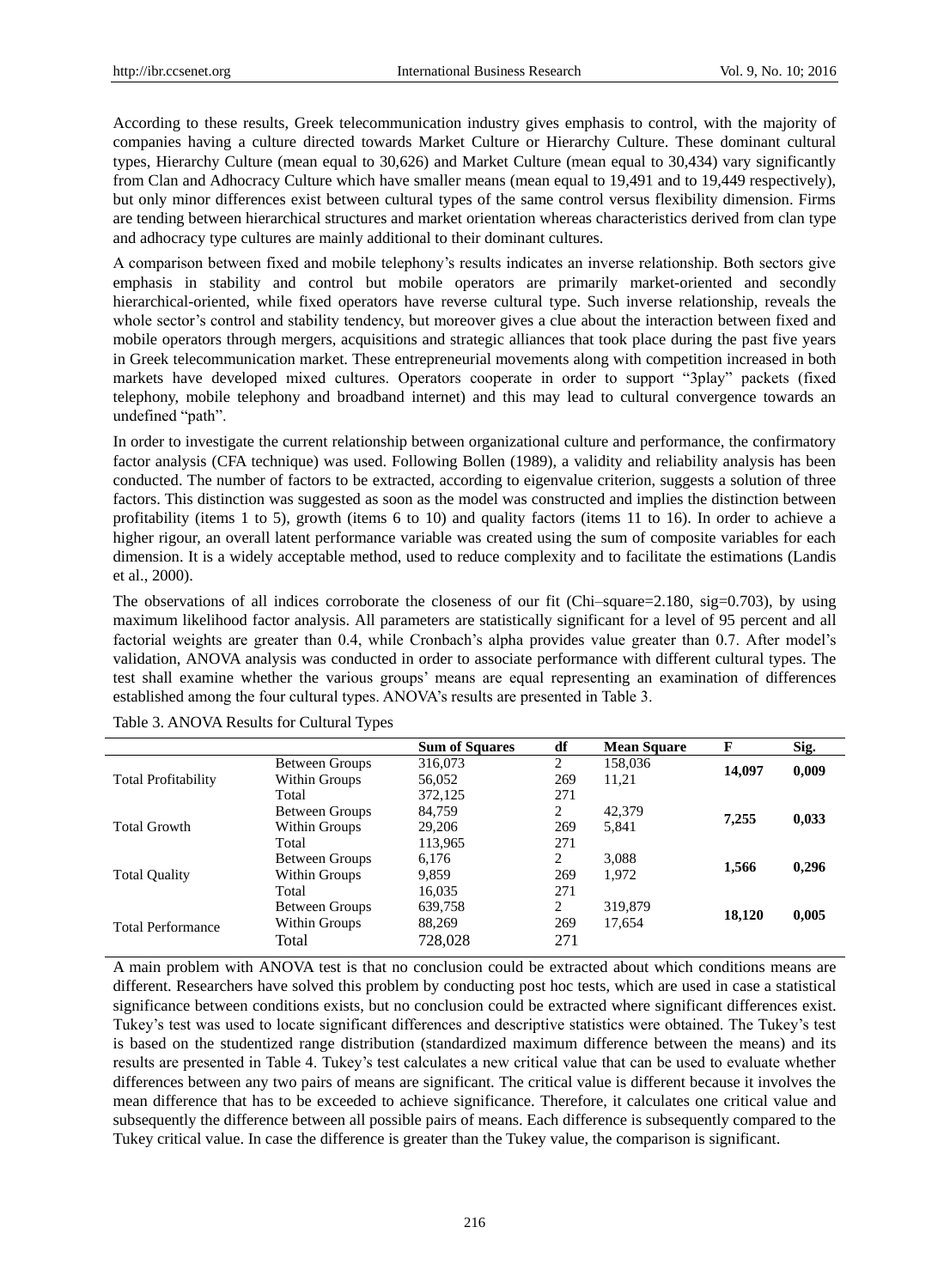According to these results, Greek telecommunication industry gives emphasis to control, with the majority of companies having a culture directed towards Market Culture or Hierarchy Culture. These dominant cultural types, Hierarchy Culture (mean equal to 30,626) and Market Culture (mean equal to 30,434) vary significantly from Clan and Adhocracy Culture which have smaller means (mean equal to 19,491 and to 19,449 respectively), but only minor differences exist between cultural types of the same control versus flexibility dimension. Firms are tending between hierarchical structures and market orientation whereas characteristics derived from clan type and adhocracy type cultures are mainly additional to their dominant cultures.

A comparison between fixed and mobile telephony's results indicates an inverse relationship. Both sectors give emphasis in stability and control but mobile operators are primarily market-oriented and secondly hierarchical-oriented, while fixed operators have reverse cultural type. Such inverse relationship, reveals the whole sector's control and stability tendency, but moreover gives a clue about the interaction between fixed and mobile operators through mergers, acquisitions and strategic alliances that took place during the past five years in Greek telecommunication market. These entrepreneurial movements along with competition increased in both markets have developed mixed cultures. Operators cooperate in order to support "3play" packets (fixed telephony, mobile telephony and broadband internet) and this may lead to cultural convergence towards an undefined "path".

In order to investigate the current relationship between organizational culture and performance, the confirmatory factor analysis (CFA technique) was used. Following Bollen (1989), a validity and reliability analysis has been conducted. The number of factors to be extracted, according to eigenvalue criterion, suggests a solution of three factors. This distinction was suggested as soon as the model was constructed and implies the distinction between profitability (items 1 to 5), growth (items 6 to 10) and quality factors (items 11 to 16). In order to achieve a higher rigour, an overall latent performance variable was created using the sum of composite variables for each dimension. It is a widely acceptable method, used to reduce complexity and to facilitate the estimations (Landis et al., 2000).

The observations of all indices corroborate the closeness of our fit (Chi–square=2.180, sig=0.703), by using maximum likelihood factor analysis. All parameters are statistically significant for a level of 95 percent and all factorial weights are greater than 0.4, while Cronbach's alpha provides value greater than 0.7. After model's validation, ANOVA analysis was conducted in order to associate performance with different cultural types. The test shall examine whether the various groups' means are equal representing an examination of differences established among the four cultural types. ANOVA's results are presented in Table 3.

Table 3. ANOVA Results for Cultural Types

| | | **Sum of Squares** | **df** | **Mean Square** | **F** | **Sig.** |
|---|---|---|---|---|---|---|
| Total Profitability | Between Groups | 316,073 | 2 | 158,036 | **14,097** | **0,009** |
| | Within Groups | 56,052 | 269 | 11,21 | | |
| | Total | 372,125 | 271 | | | |
| Total Growth | Between Groups | 84,759 | 2 | 42,379 | **7,255** | **0,033** |
| | Within Groups | 29,206 | 269 | 5,841 | | |
| | Total | 113,965 | 271 | | | |
| Total Quality | Between Groups | 6,176 | 2 | 3,088 | **1,566** | **0,296** |
| | Within Groups | 9,859 | 269 | 1,972 | | |
| | Total | 16,035 | 271 | | | |
| Total Performance | Between Groups | 639,758 | 2 | 319,879 | **18,120** | **0,005** |
| | Within Groups | 88,269 | 269 | 17,654 | | |
| | Total | 728,028 | 271 | | | |

A main problem with ANOVA test is that no conclusion could be extracted about which conditions means are different. Researchers have solved this problem by conducting post hoc tests, which are used in case a statistical significance between conditions exists, but no conclusion could be extracted where significant differences exist. Tukey's test was used to locate significant differences and descriptive statistics were obtained. The Tukey's test is based on the studentized range distribution (standardized maximum difference between the means) and its results are presented in Table 4. Tukey's test calculates a new critical value that can be used to evaluate whether differences between any two pairs of means are significant. The critical value is different because it involves the mean difference that has to be exceeded to achieve significance. Therefore, it calculates one critical value and subsequently the difference between all possible pairs of means. Each difference is subsequently compared to the Tukey critical value. In case the difference is greater than the Tukey value, the comparison is significant.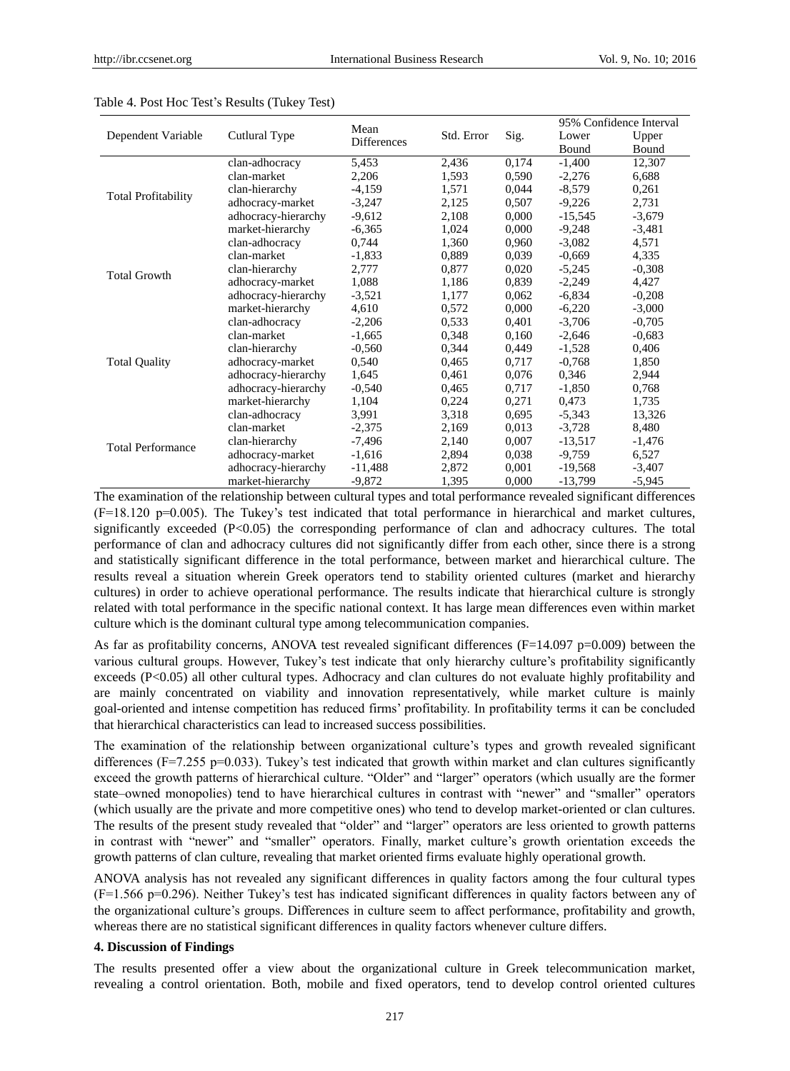Table 4. Post Hoc Test's Results (Tukey Test)

| Dependent Variable | Cutlural Type | Mean Differences | Std. Error | Sig. | 95% Confidence Interval Lower Bound | Upper Bound |
|---|---|---|---|---|---|---|
| Total Profitability | clan-adhocracy | 5,453 | 2,436 | 0,174 | -1,400 | 12,307 |
| | clan-market | 2,206 | 1,593 | 0,590 | -2,276 | 6,688 |
| | clan-hierarchy | -4,159 | 1,571 | 0,044 | -8,579 | 0,261 |
| | adhocracy-market | -3,247 | 2,125 | 0,507 | -9,226 | 2,731 |
| | adhocracy-hierarchy | -9,612 | 2,108 | 0,000 | -15,545 | -3,679 |
| | market-hierarchy | -6,365 | 1,024 | 0,000 | -9,248 | -3,481 |
| Total Growth | clan-adhocracy | 0,744 | 1,360 | 0,960 | -3,082 | 4,571 |
| | clan-market | -1,833 | 0,889 | 0,039 | -0,669 | 4,335 |
| | clan-hierarchy | 2,777 | 0,877 | 0,020 | -5,245 | -0,308 |
| | adhocracy-market | 1,088 | 1,186 | 0,839 | -2,249 | 4,427 |
| | adhocracy-hierarchy | -3,521 | 1,177 | 0,062 | -6,834 | -0,208 |
| | market-hierarchy | 4,610 | 0,572 | 0,000 | -6,220 | -3,000 |
| Total Quality | clan-adhocracy | -2,206 | 0,533 | 0,401 | -3,706 | -0,705 |
| | clan-market | -1,665 | 0,348 | 0,160 | -2,646 | -0,683 |
| | clan-hierarchy | -0,560 | 0,344 | 0,449 | -1,528 | 0,406 |
| | adhocracy-market | 0,540 | 0,465 | 0,717 | -0,768 | 1,850 |
| | adhocracy-hierarchy | 1,645 | 0,461 | 0,076 | 0,346 | 2,944 |
| | adhocracy-hierarchy | -0,540 | 0,465 | 0,717 | -1,850 | 0,768 |
| | market-hierarchy | 1,104 | 0,224 | 0,271 | 0,473 | 1,735 |
| Total Performance | clan-adhocracy | 3,991 | 3,318 | 0,695 | -5,343 | 13,326 |
| | clan-market | -2,375 | 2,169 | 0,013 | -3,728 | 8,480 |
| | clan-hierarchy | -7,496 | 2,140 | 0,007 | -13,517 | -1,476 |
| | adhocracy-market | -1,616 | 2,894 | 0,038 | -9,759 | 6,527 |
| | adhocracy-hierarchy | -11,488 | 2,872 | 0,001 | -19,568 | -3,407 |
| | market-hierarchy | -9,872 | 1,395 | 0,000 | -13,799 | -5,945 |

The examination of the relationship between cultural types and total performance revealed significant differences ($F=18.120$ $p=0.005$). The Tukey's test indicated that total performance in hierarchical and market cultures, significantly exceeded ($P<0.05$) the corresponding performance of clan and adhocracy cultures. The total performance of clan and adhocracy cultures did not significantly differ from each other, since there is a strong and statistically significant difference in the total performance, between market and hierarchical culture. The results reveal a situation wherein Greek operators tend to stability oriented cultures (market and hierarchy cultures) in order to achieve operational performance. The results indicate that hierarchical culture is strongly related with total performance in the specific national context. It has large mean differences even within market culture which is the dominant cultural type among telecommunication companies.

As far as profitability concerns, ANOVA test revealed significant differences ($F=14.097$ $p=0.009$) between the various cultural groups. However, Tukey's test indicate that only hierarchy culture's profitability significantly exceeds ($P<0.05$) all other cultural types. Adhocracy and clan cultures do not evaluate highly profitability and are mainly concentrated on viability and innovation representatively, while market culture is mainly goal-oriented and intense competition has reduced firms' profitability. In profitability terms it can be concluded that hierarchical characteristics can lead to increased success possibilities.

The examination of the relationship between organizational culture's types and growth revealed significant differences ($F=7.255$ $p=0.033$). Tukey's test indicated that growth within market and clan cultures significantly exceed the growth patterns of hierarchical culture. "Older" and "larger" operators (which usually are the former state–owned monopolies) tend to have hierarchical cultures in contrast with "newer" and "smaller" operators (which usually are the private and more competitive ones) who tend to develop market-oriented or clan cultures. The results of the present study revealed that "older" and "larger" operators are less oriented to growth patterns in contrast with "newer" and "smaller" operators. Finally, market culture's growth orientation exceeds the growth patterns of clan culture, revealing that market oriented firms evaluate highly operational growth.

ANOVA analysis has not revealed any significant differences in quality factors among the four cultural types ($F=1.566$ $p=0.296$). Neither Tukey's test has indicated significant differences in quality factors between any of the organizational culture's groups. Differences in culture seem to affect performance, profitability and growth, whereas there are no statistical significant differences in quality factors whenever culture differs.

**4. Discussion of Findings**

The results presented offer a view about the organizational culture in Greek telecommunication market, revealing a control orientation. Both, mobile and fixed operators, tend to develop control oriented cultures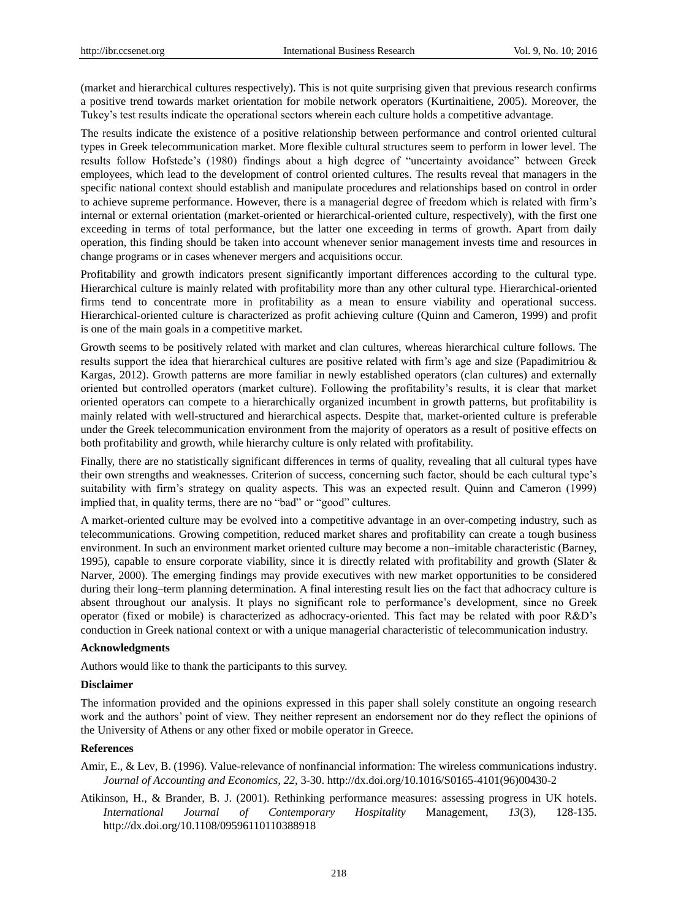(market and hierarchical cultures respectively). This is not quite surprising given that previous research confirms a positive trend towards market orientation for mobile network operators (Kurtinaitiene, 2005). Moreover, the Tukey's test results indicate the operational sectors wherein each culture holds a competitive advantage.

The results indicate the existence of a positive relationship between performance and control oriented cultural types in Greek telecommunication market. More flexible cultural structures seem to perform in lower level. The results follow Hofstede's (1980) findings about a high degree of "uncertainty avoidance" between Greek employees, which lead to the development of control oriented cultures. The results reveal that managers in the specific national context should establish and manipulate procedures and relationships based on control in order to achieve supreme performance. However, there is a managerial degree of freedom which is related with firm's internal or external orientation (market-oriented or hierarchical-oriented culture, respectively), with the first one exceeding in terms of total performance, but the latter one exceeding in terms of growth. Apart from daily operation, this finding should be taken into account whenever senior management invests time and resources in change programs or in cases whenever mergers and acquisitions occur.

Profitability and growth indicators present significantly important differences according to the cultural type. Hierarchical culture is mainly related with profitability more than any other cultural type. Hierarchical-oriented firms tend to concentrate more in profitability as a mean to ensure viability and operational success. Hierarchical-oriented culture is characterized as profit achieving culture (Quinn and Cameron, 1999) and profit is one of the main goals in a competitive market.

Growth seems to be positively related with market and clan cultures, whereas hierarchical culture follows. The results support the idea that hierarchical cultures are positive related with firm's age and size (Papadimitriou & Kargas, 2012). Growth patterns are more familiar in newly established operators (clan cultures) and externally oriented but controlled operators (market culture). Following the profitability's results, it is clear that market oriented operators can compete to a hierarchically organized incumbent in growth patterns, but profitability is mainly related with well-structured and hierarchical aspects. Despite that, market-oriented culture is preferable under the Greek telecommunication environment from the majority of operators as a result of positive effects on both profitability and growth, while hierarchy culture is only related with profitability.

Finally, there are no statistically significant differences in terms of quality, revealing that all cultural types have their own strengths and weaknesses. Criterion of success, concerning such factor, should be each cultural type's suitability with firm's strategy on quality aspects. This was an expected result. Quinn and Cameron (1999) implied that, in quality terms, there are no "bad" or "good" cultures.

A market-oriented culture may be evolved into a competitive advantage in an over-competing industry, such as telecommunications. Growing competition, reduced market shares and profitability can create a tough business environment. In such an environment market oriented culture may become a non–imitable characteristic (Barney, 1995), capable to ensure corporate viability, since it is directly related with profitability and growth (Slater & Narver, 2000). The emerging findings may provide executives with new market opportunities to be considered during their long–term planning determination. A final interesting result lies on the fact that adhocracy culture is absent throughout our analysis. It plays no significant role to performance's development, since no Greek operator (fixed or mobile) is characterized as adhocracy-oriented. This fact may be related with poor R&D's conduction in Greek national context or with a unique managerial characteristic of telecommunication industry.

**Acknowledgments**

Authors would like to thank the participants to this survey.

**Disclaimer**

The information provided and the opinions expressed in this paper shall solely constitute an ongoing research work and the authors' point of view. They neither represent an endorsement nor do they reflect the opinions of the University of Athens or any other fixed or mobile operator in Greece.

**References**

Amir, E., & Lev, B. (1996). Value-relevance of nonfinancial information: The wireless communications industry. *Journal of Accounting and Economics, 22*, 3-30. http://dx.doi.org/10.1016/S0165-4101(96)00430-2

Atikinson, H., & Brander, B. J. (2001). Rethinking performance measures: assessing progress in UK hotels. *International Journal of Contemporary Hospitality* Management, *13*(3), 128-135. http://dx.doi.org/10.1108/09596110110388918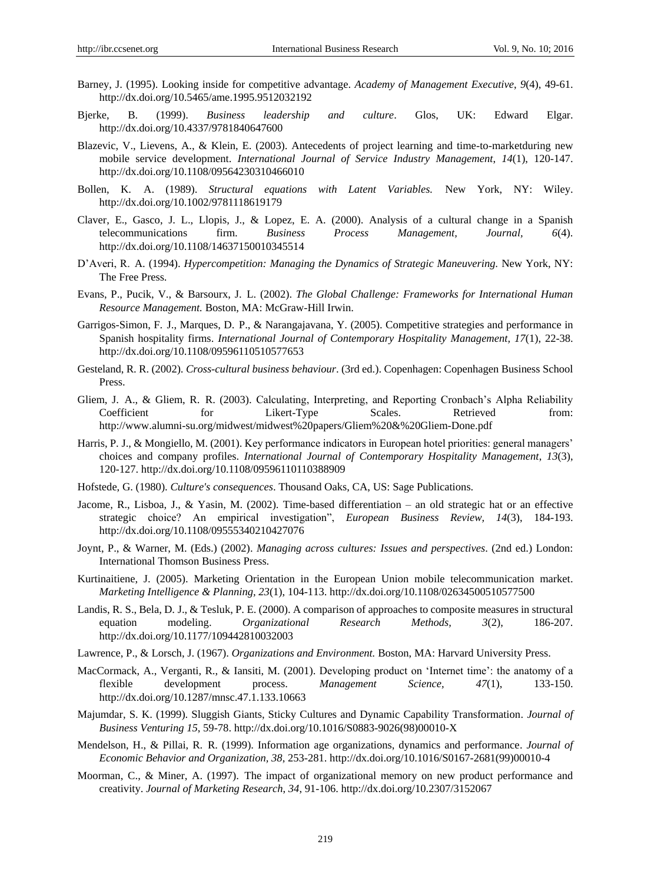Barney, J. (1995). Looking inside for competitive advantage. *Academy of Management Executive*, *9*(4), 49-61. http://dx.doi.org/10.5465/ame.1995.9512032192

Bjerke, B. (1999). *Business leadership and culture*. Glos, UK: Edward Elgar. http://dx.doi.org/10.4337/9781840647600

Blazevic, V., Lievens, A., & Klein, E. (2003). Antecedents of project learning and time-to-marketduring new mobile service development. *International Journal of Service Industry Management, 14*(1), 120-147. http://dx.doi.org/10.1108/09564230310466010

Bollen, K. A. (1989). *Structural equations with Latent Variables.* New York, NY: Wiley. http://dx.doi.org/10.1002/9781118619179

Claver, E., Gasco, J. L., Llopis, J., & Lopez, E. A. (2000). Analysis of a cultural change in a Spanish telecommunications firm. *Business Process Management, Journal, 6*(4). http://dx.doi.org/10.1108/14637150010345514

D'Averi, R. A. (1994). *Hypercompetition: Managing the Dynamics of Strategic Maneuvering.* New York, NY: The Free Press.

Evans, P., Pucik, V., & Barsourx, J. L. (2002). *The Global Challenge: Frameworks for International Human Resource Management.* Boston, MA: McGraw-Hill Irwin.

Garrigos-Simon, F. J., Marques, D. P., & Narangajavana, Y. (2005). Competitive strategies and performance in Spanish hospitality firms. *International Journal of Contemporary Hospitality Management, 17*(1), 22-38. http://dx.doi.org/10.1108/09596110510577653

Gesteland, R. R. (2002). *Cross-cultural business behaviour*. (3rd ed.). Copenhagen: Copenhagen Business School Press.

Gliem, J. A., & Gliem, R. R. (2003). Calculating, Interpreting, and Reporting Cronbach's Alpha Reliability Coefficient for Likert-Type Scales. Retrieved from: http://www.alumni-su.org/midwest/midwest%20papers/Gliem%20&%20Gliem-Done.pdf

Harris, P. J., & Mongiello, M. (2001). Key performance indicators in European hotel priorities: general managers' choices and company profiles. *International Journal of Contemporary Hospitality Management*, *13*(3), 120-127. http://dx.doi.org/10.1108/09596110110388909

Hofstede, G. (1980). *Culture's consequences*. Thousand Oaks, CA, US: Sage Publications.

Jacome, R., Lisboa, J., & Yasin, M. (2002). Time-based differentiation – an old strategic hat or an effective strategic choice? An empirical investigation", *European Business Review, 14*(3), 184-193. http://dx.doi.org/10.1108/09555340210427076

Joynt, P., & Warner, M. (Eds.) (2002). *Managing across cultures: Issues and perspectives*. (2nd ed.) London: International Thomson Business Press.

Kurtinaitiene, J. (2005). Marketing Orientation in the European Union mobile telecommunication market. *Marketing Intelligence & Planning, 23*(1), 104-113. http://dx.doi.org/10.1108/02634500510577500

Landis, R. S., Bela, D. J., & Tesluk, P. E. (2000). A comparison of approaches to composite measures in structural equation modeling. *Organizational Research Methods, 3*(2), 186-207. http://dx.doi.org/10.1177/109442810032003

Lawrence, P., & Lorsch, J. (1967). *Organizations and Environment.* Boston, MA: Harvard University Press.

MacCormack, A., Verganti, R., & Iansiti, M. (2001). Developing product on 'Internet time': the anatomy of a flexible development process. *Management Science, 47*(1), 133-150. http://dx.doi.org/10.1287/mnsc.47.1.133.10663

Majumdar, S. K. (1999). Sluggish Giants, Sticky Cultures and Dynamic Capability Transformation. *Journal of Business Venturing 15*, 59-78. http://dx.doi.org/10.1016/S0883-9026(98)00010-X

Mendelson, H., & Pillai, R. R. (1999). Information age organizations, dynamics and performance. *Journal of Economic Behavior and Organization, 38*, 253-281. http://dx.doi.org/10.1016/S0167-2681(99)00010-4

Moorman, C., & Miner, A. (1997). The impact of organizational memory on new product performance and creativity. *Journal of Marketing Research, 34*, 91-106. http://dx.doi.org/10.2307/3152067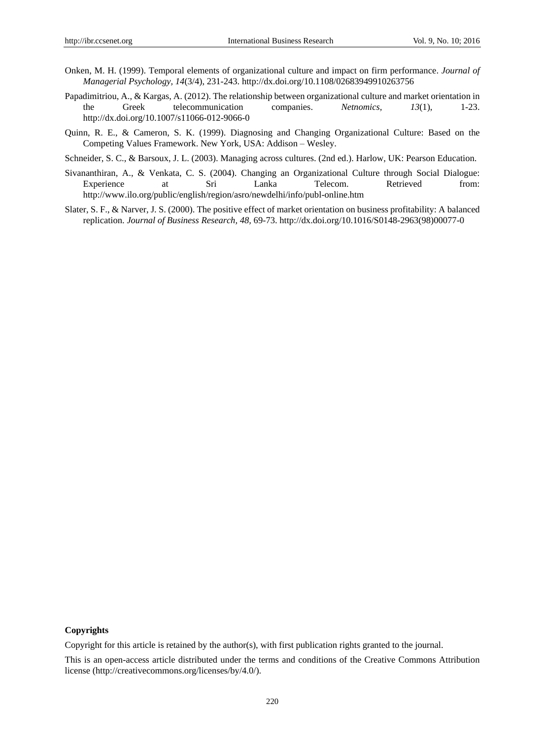Onken, M. H. (1999). Temporal elements of organizational culture and impact on firm performance. *Journal of Managerial Psychology, 14*(3/4), 231-243. http://dx.doi.org/10.1108/02683949910263756

Papadimitriou, A., & Kargas, A. (2012). The relationship between organizational culture and market orientation in the Greek telecommunication companies. *Netnomics, 13*(1), 1-23. http://dx.doi.org/10.1007/s11066-012-9066-0

Quinn, R. E., & Cameron, S. K. (1999). Diagnosing and Changing Organizational Culture: Based on the Competing Values Framework. New York, USA: Addison – Wesley.

Schneider, S. C., & Barsoux, J. L. (2003). Managing across cultures. (2nd ed.). Harlow, UK: Pearson Education.

Sivananthiran, A., & Venkata, C. S. (2004). Changing an Organizational Culture through Social Dialogue: Experience at Sri Lanka Telecom. Retrieved from: http://www.ilo.org/public/english/region/asro/newdelhi/info/publ-online.htm

Slater, S. F., & Narver, J. S. (2000). The positive effect of market orientation on business profitability: A balanced replication. *Journal of Business Research, 48,* 69-73. http://dx.doi.org/10.1016/S0148-2963(98)00077-0

**Copyrights**

Copyright for this article is retained by the author(s), with first publication rights granted to the journal.

This is an open-access article distributed under the terms and conditions of the Creative Commons Attribution license (http://creativecommons.org/licenses/by/4.0/).